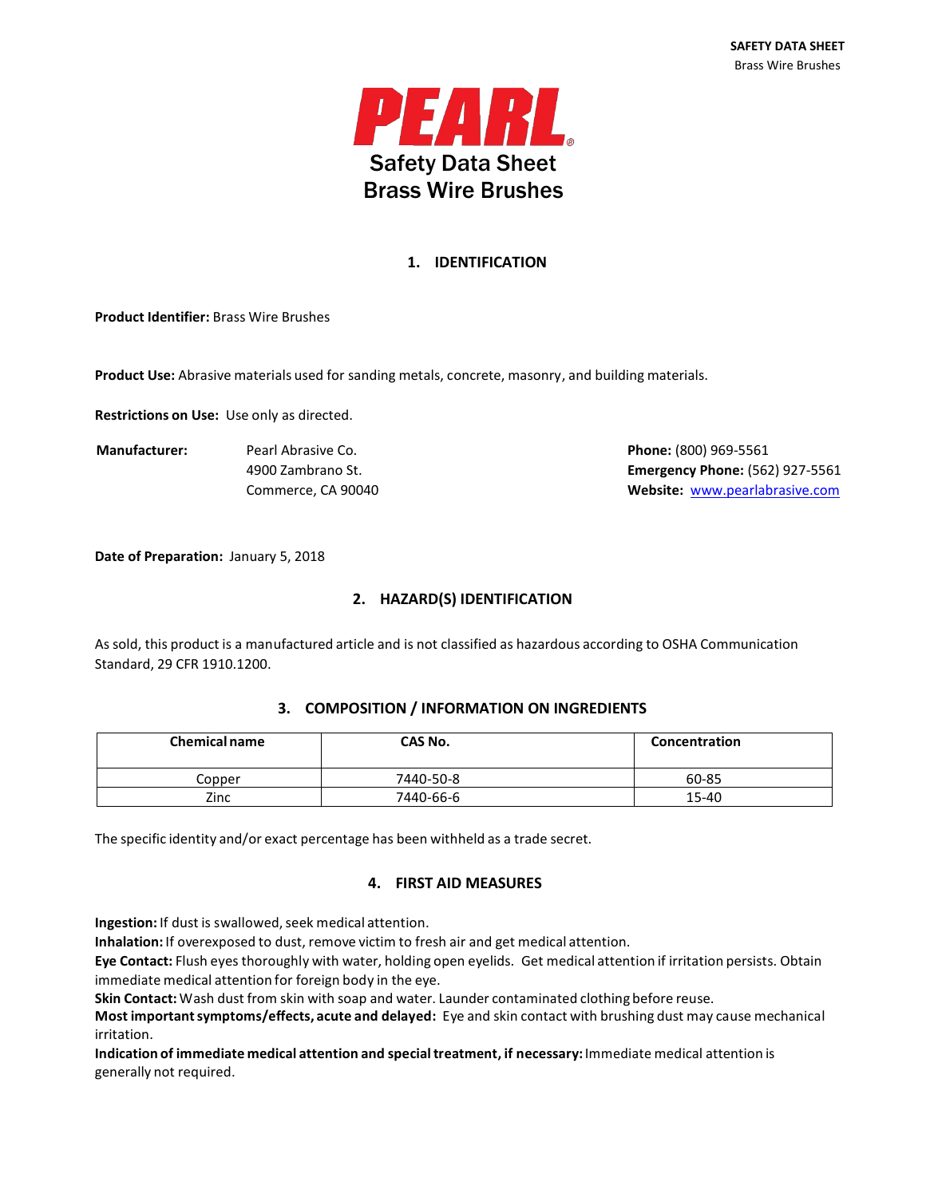# PEARL®

# Safety Data Sheet
# Brass Wire Brushes

## 1. IDENTIFICATION

**Product Identifier:** Brass Wire Brushes

**Product Use:** Abrasive materials used for sanding metals, concrete, masonry, and building materials.

**Restrictions on Use:** Use only as directed.

**Manufacturer:** Pearl Abrasive Co.
4900 Zambrano St.
Commerce, CA 90040

**Phone:** (800) 969-5561
**Emergency Phone:** (562) 927-5561
**Website:** www.pearlabrasive.com

**Date of Preparation:** January 5, 2018

## 2. HAZARD(S) IDENTIFICATION

As sold, this product is a manufactured article and is not classified as hazardous according to OSHA Communication Standard, 29 CFR 1910.1200.

## 3. COMPOSITION / INFORMATION ON INGREDIENTS

| Chemical name | CAS No. | Concentration |
| --- | --- | --- |
| Copper | 7440-50-8 | 60-85 |
| Zinc | 7440-66-6 | 15-40 |

The specific identity and/or exact percentage has been withheld as a trade secret.

## 4. FIRST AID MEASURES

**Ingestion:** If dust is swallowed, seek medical attention.
**Inhalation:** If overexposed to dust, remove victim to fresh air and get medical attention.
**Eye Contact:** Flush eyes thoroughly with water, holding open eyelids. Get medical attention if irritation persists. Obtain immediate medical attention for foreign body in the eye.
**Skin Contact:** Wash dust from skin with soap and water. Launder contaminated clothing before reuse.
**Most important symptoms/effects, acute and delayed:** Eye and skin contact with brushing dust may cause mechanical irritation.
**Indication of immediate medical attention and special treatment, if necessary:** Immediate medical attention is generally not required.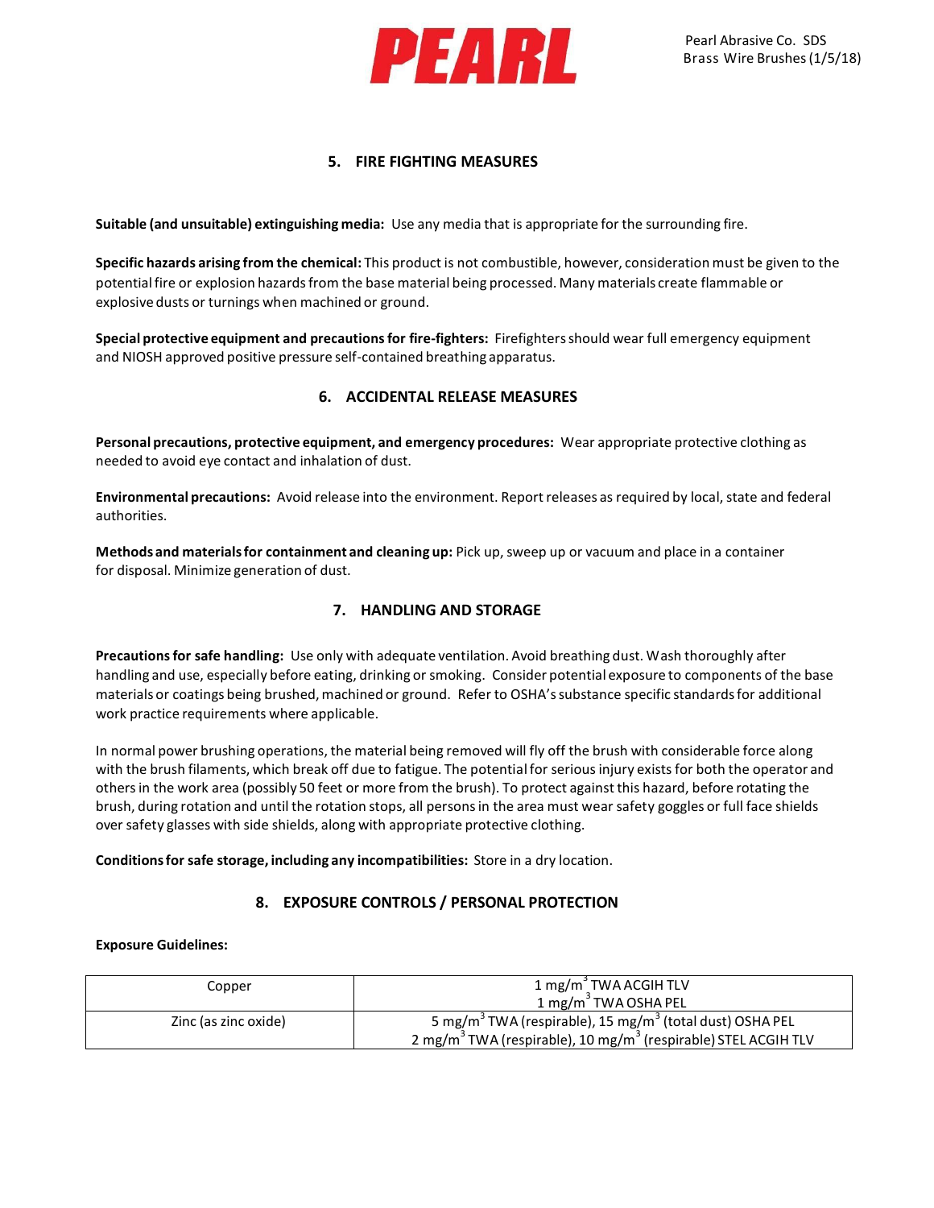## 5. FIRE FIGHTING MEASURES

**Suitable (and unsuitable) extinguishing media:** Use any media that is appropriate for the surrounding fire.

**Specific hazards arising from the chemical:** This product is not combustible, however, consideration must be given to the potential fire or explosion hazards from the base material being processed. Many materials create flammable or explosive dusts or turnings when machined or ground.

**Special protective equipment and precautions for fire-fighters:** Firefighters should wear full emergency equipment and NIOSH approved positive pressure self-contained breathing apparatus.

## 6. ACCIDENTAL RELEASE MEASURES

**Personal precautions, protective equipment, and emergency procedures:** Wear appropriate protective clothing as needed to avoid eye contact and inhalation of dust.

**Environmental precautions:** Avoid release into the environment. Report releases as required by local, state and federal authorities.

**Methods and materials for containment and cleaning up:** Pick up, sweep up or vacuum and place in a container for disposal. Minimize generation of dust.

## 7. HANDLING AND STORAGE

**Precautions for safe handling:** Use only with adequate ventilation. Avoid breathing dust. Wash thoroughly after handling and use, especially before eating, drinking or smoking. Consider potential exposure to components of the base materials or coatings being brushed, machined or ground. Refer to OSHA's substance specific standards for additional work practice requirements where applicable.

In normal power brushing operations, the material being removed will fly off the brush with considerable force along with the brush filaments, which break off due to fatigue. The potential for serious injury exists for both the operator and others in the work area (possibly 50 feet or more from the brush). To protect against this hazard, before rotating the brush, during rotation and until the rotation stops, all persons in the area must wear safety goggles or full face shields over safety glasses with side shields, along with appropriate protective clothing.

**Conditions for safe storage, including any incompatibilities:** Store in a dry location.

## 8. EXPOSURE CONTROLS / PERSONAL PROTECTION

**Exposure Guidelines:**

| | |
|---|---|
| Copper | 1 mg/$m^3$ TWA ACGIH TLV<br>1 mg/$m^3$ TWA OSHA PEL |
| Zinc (as zinc oxide) | 5 mg/$m^3$ TWA (respirable), 15 mg/$m^3$ (total dust) OSHA PEL<br>2 mg/$m^3$ TWA (respirable), 10 mg/$m^3$ (respirable) STEL ACGIH TLV |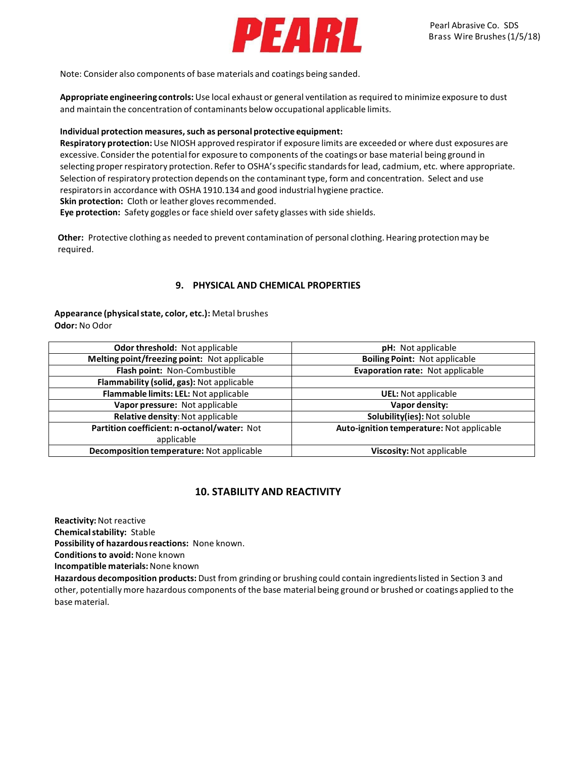Note: Consider also components of base materials and coatings being sanded.

**Appropriate engineering controls:** Use local exhaust or general ventilation as required to minimize exposure to dust and maintain the concentration of contaminants below occupational applicable limits.

**Individual protection measures, such as personal protective equipment:**

**Respiratory protection:** Use NIOSH approved respirator if exposure limits are exceeded or where dust exposures are excessive. Consider the potential for exposure to components of the coatings or base material being ground in selecting proper respiratory protection. Refer to OSHA's specific standards for lead, cadmium, etc. where appropriate. Selection of respiratory protection depends on the contaminant type, form and concentration. Select and use respirators in accordance with OSHA 1910.134 and good industrial hygiene practice.

**Skin protection:** Cloth or leather gloves recommended.

**Eye protection:** Safety goggles or face shield over safety glasses with side shields.

**Other:** Protective clothing as needed to prevent contamination of personal clothing. Hearing protection may be required.

## 9. PHYSICAL AND CHEMICAL PROPERTIES

**Appearance (physical state, color, etc.):** Metal brushes
**Odor:** No Odor

| | |
|---|---|
| **Odor threshold:** Not applicable | **pH:** Not applicable |
| **Melting point/freezing point:** Not applicable | **Boiling Point:** Not applicable |
| **Flash point:** Non-Combustible | **Evaporation rate:** Not applicable |
| **Flammability (solid, gas):** Not applicable | |
| **Flammable limits: LEL:** Not applicable | **UEL:** Not applicable |
| **Vapor pressure:** Not applicable | **Vapor density:** |
| **Relative density**: Not applicable | **Solubility(ies):** Not soluble |
| **Partition coefficient: n-octanol/water:** Not applicable | **Auto-ignition temperature:** Not applicable |
| **Decomposition temperature:** Not applicable | **Viscosity:** Not applicable |

## 10. STABILITY AND REACTIVITY

**Reactivity:** Not reactive
**Chemical stability:** Stable
**Possibility of hazardous reactions:** None known.
**Conditions to avoid:** None known
**Incompatible materials:** None known
**Hazardous decomposition products:** Dust from grinding or brushing could contain ingredients listed in Section 3 and other, potentially more hazardous components of the base material being ground or brushed or coatings applied to the base material.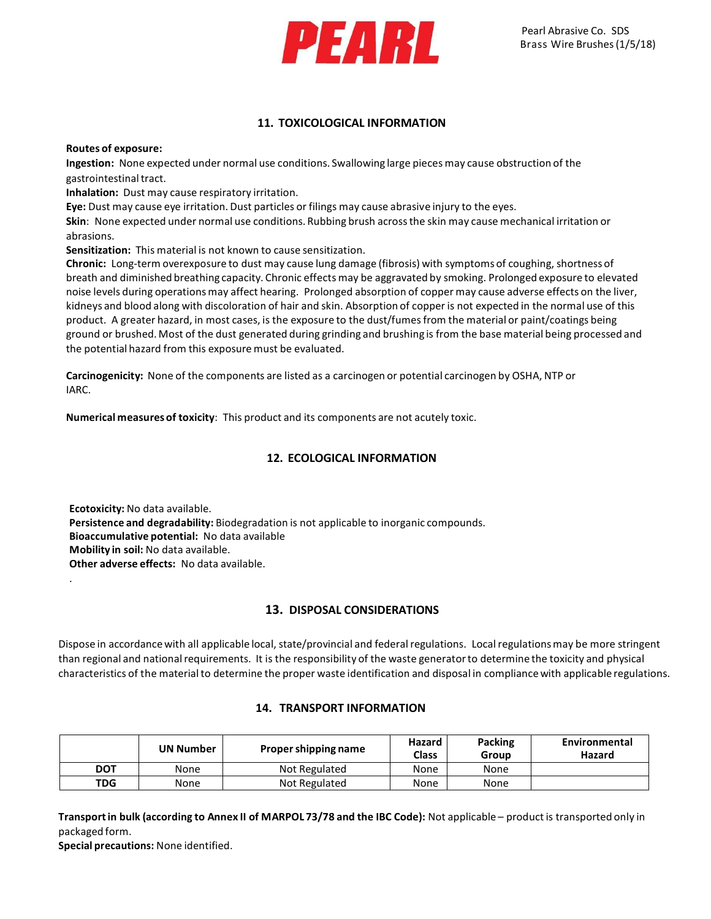## 11. TOXICOLOGICAL INFORMATION

**Routes of exposure:**

**Ingestion:** None expected under normal use conditions. Swallowing large pieces may cause obstruction of the gastrointestinal tract.

**Inhalation:** Dust may cause respiratory irritation.

**Eye:** Dust may cause eye irritation. Dust particles or filings may cause abrasive injury to the eyes.

**Skin**: None expected under normal use conditions. Rubbing brush across the skin may cause mechanical irritation or abrasions.

**Sensitization:** This material is not known to cause sensitization.

**Chronic:** Long-term overexposure to dust may cause lung damage (fibrosis) with symptoms of coughing, shortness of breath and diminished breathing capacity. Chronic effects may be aggravated by smoking. Prolonged exposure to elevated noise levels during operations may affect hearing. Prolonged absorption of copper may cause adverse effects on the liver, kidneys and blood along with discoloration of hair and skin. Absorption of copper is not expected in the normal use of this product. A greater hazard, in most cases, is the exposure to the dust/fumes from the material or paint/coatings being ground or brushed. Most of the dust generated during grinding and brushing is from the base material being processed and the potential hazard from this exposure must be evaluated.

**Carcinogenicity:** None of the components are listed as a carcinogen or potential carcinogen by OSHA, NTP or IARC.

**Numerical measures of toxicity**: This product and its components are not acutely toxic.

## 12. ECOLOGICAL INFORMATION

**Ecotoxicity:** No data available.
**Persistence and degradability:** Biodegradation is not applicable to inorganic compounds.
**Bioaccumulative potential:** No data available
**Mobility in soil:** No data available.
**Other adverse effects:** No data available.

.

## 13. DISPOSAL CONSIDERATIONS

Dispose in accordance with all applicable local, state/provincial and federal regulations. Local regulations may be more stringent than regional and national requirements. It is the responsibility of the waste generator to determine the toxicity and physical characteristics of the material to determine the proper waste identification and disposal in compliance with applicable regulations.

## 14. TRANSPORT INFORMATION

| | UN Number | Proper shipping name | Hazard Class | Packing Group | Environmental Hazard |
|---|---|---|---|---|---|
| **DOT** | None | Not Regulated | None | None | |
| **TDG** | None | Not Regulated | None | None | |

**Transport in bulk (according to Annex II of MARPOL 73/78 and the IBC Code):** Not applicable – product is transported only in packaged form.
**Special precautions:** None identified.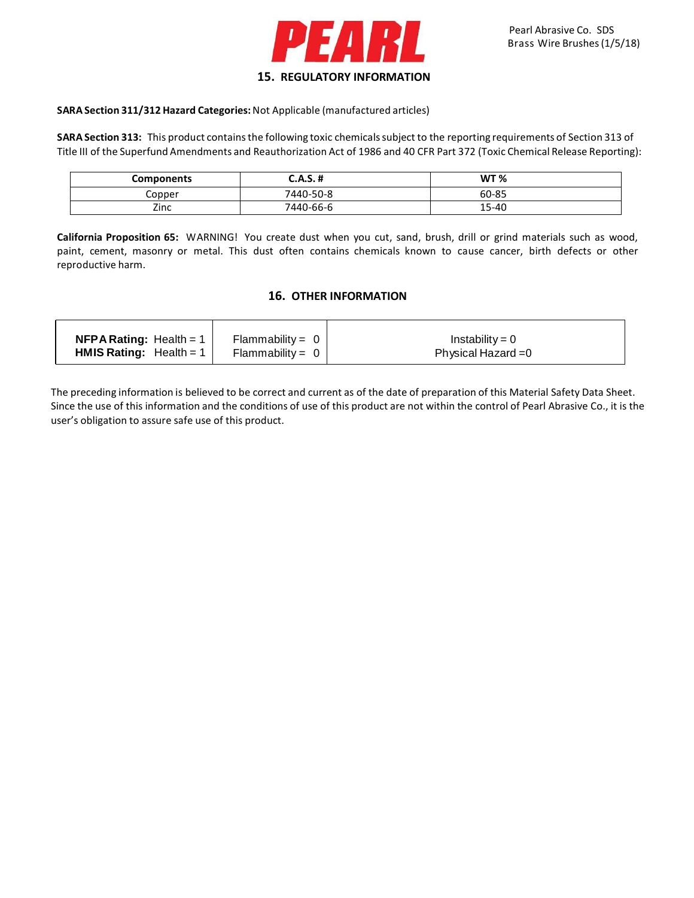## 15. REGULATORY INFORMATION

**SARA Section 311/312 Hazard Categories:** Not Applicable (manufactured articles)

**SARA Section 313:** This product contains the following toxic chemicals subject to the reporting requirements of Section 313 of Title III of the Superfund Amendments and Reauthorization Act of 1986 and 40 CFR Part 372 (Toxic Chemical Release Reporting):

| Components | C.A.S. # | WT % |
| --- | --- | --- |
| Copper | 7440-50-8 | 60-85 |
| Zinc | 7440-66-6 | 15-40 |

**California Proposition 65:** WARNING! You create dust when you cut, sand, brush, drill or grind materials such as wood, paint, cement, masonry or metal. This dust often contains chemicals known to cause cancer, birth defects or other reproductive harm.

## 16. OTHER INFORMATION

| | | |
| --- | --- | --- |
| **NFPA Rating:** Health = 1 | Flammability = 0 | Instability = 0 |
| **HMIS Rating:** Health = 1 | Flammability = 0 | Physical Hazard =0 |

The preceding information is believed to be correct and current as of the date of preparation of this Material Safety Data Sheet. Since the use of this information and the conditions of use of this product are not within the control of Pearl Abrasive Co., it is the user's obligation to assure safe use of this product.